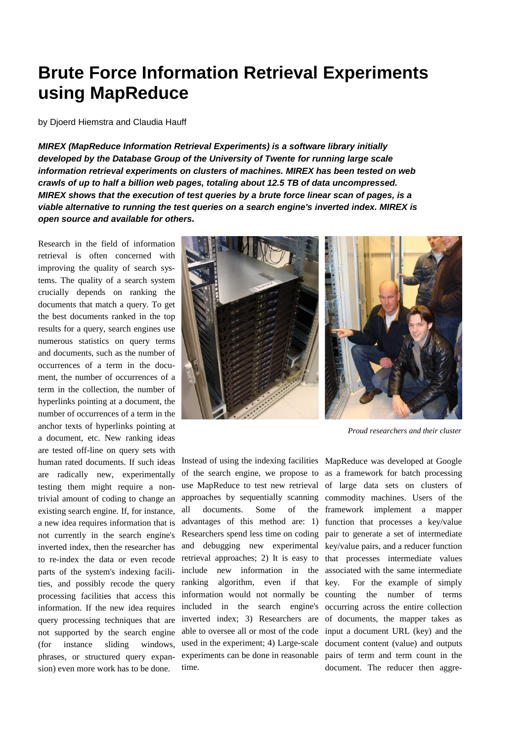# Brute Force Information Retrieval Experiments using MapReduce

by Djoerd Hiemstra and Claudia Hauff

***MIREX (MapReduce Information Retrieval Experiments) is a software library initially developed by the Database Group of the University of Twente for running large scale information retrieval experiments on clusters of machines. MIREX has been tested on web crawls of up to half a billion web pages, totaling about 12.5 TB of data uncompressed. MIREX shows that the execution of test queries by a brute force linear scan of pages, is a viable alternative to running the test queries on a search engine's inverted index. MIREX is open source and available for others.***

Research in the field of information retrieval is often concerned with improving the quality of search systems. The quality of a search system crucially depends on ranking the documents that match a query. To get the best documents ranked in the top results for a query, search engines use numerous statistics on query terms and documents, such as the number of occurrences of a term in the document, the number of occurrences of a term in the collection, the number of hyperlinks pointing at a document, the number of occurrences of a term in the anchor texts of hyperlinks pointing at a document, etc. New ranking ideas are tested off-line on query sets with human rated documents. If such ideas are radically new, experimentally testing them might require a non-trivial amount of coding to change an existing search engine. If, for instance, a new idea requires information that is not currently in the search engine's inverted index, then the researcher has to re-index the data or even recode parts of the system's indexing facilities, and possibly recode the query processing facilities that access this information. If the new idea requires query processing techniques that are not supported by the search engine (for instance sliding windows, phrases, or structured query expansion) even more work has to be done.

*Proud researchers and their cluster*

Instead of using the indexing facilities of the search engine, we propose to use MapReduce to test new retrieval approaches by sequentially scanning all documents. Some of the advantages of this method are: 1) Researchers spend less time on coding and debugging new experimental retrieval approaches; 2) It is easy to include new information in the ranking algorithm, even if that information would not normally be included in the search engine's inverted index; 3) Researchers are able to oversee all or most of the code used in the experiment; 4) Large-scale experiments can be done in reasonable time.

MapReduce was developed at Google as a framework for batch processing of large data sets on clusters of commodity machines. Users of the framework implement a mapper function that processes a key/value pair to generate a set of intermediate key/value pairs, and a reducer function that processes intermediate values associated with the same intermediate key. For the example of simply counting the number of terms occurring across the entire collection of documents, the mapper takes as input a document URL (key) and the document content (value) and outputs pairs of term and term count in the document. The reducer then aggre-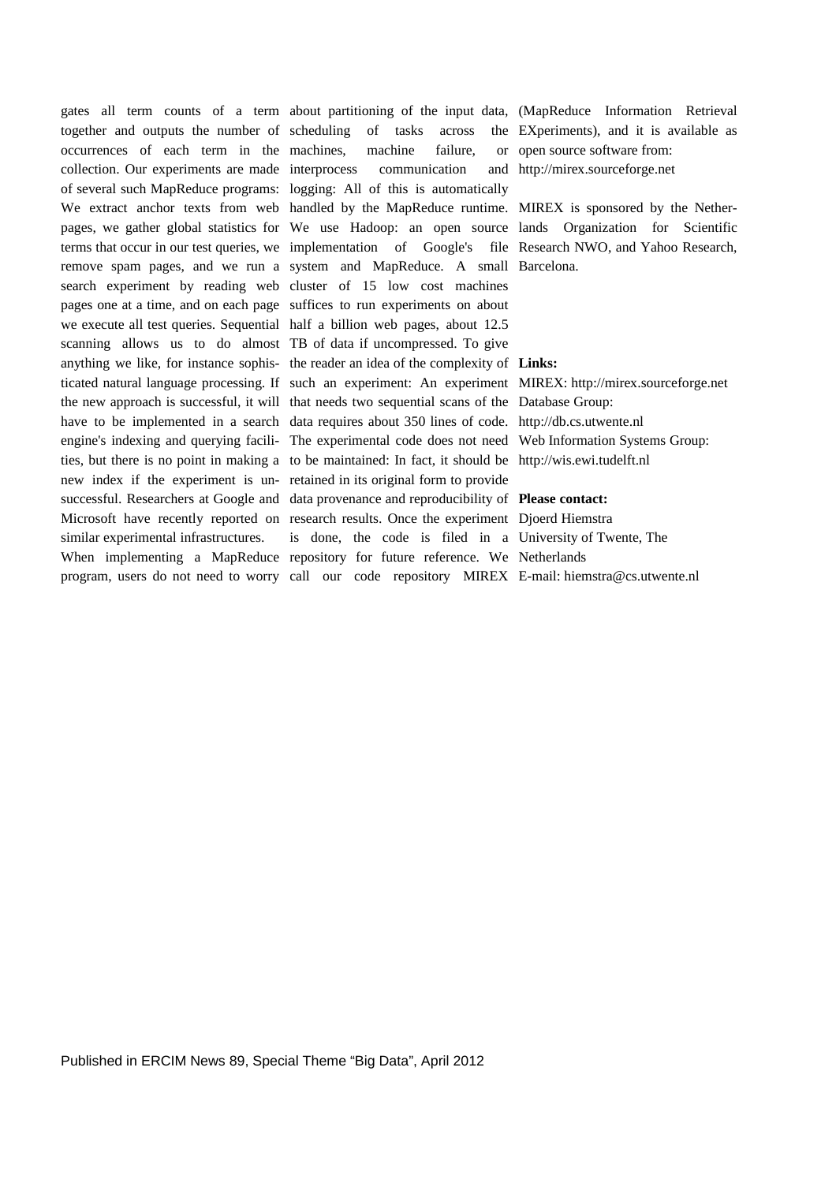gates all term counts of a term together and outputs the number of occurrences of each term in the collection. Our experiments are made of several such MapReduce programs: We extract anchor texts from web pages, we gather global statistics for terms that occur in our test queries, we remove spam pages, and we run a search experiment by reading web pages one at a time, and on each page we execute all test queries. Sequential scanning allows us to do almost anything we like, for instance sophisticated natural language processing. If the new approach is successful, it will have to be implemented in a search engine's indexing and querying facilities, but there is no point in making a new index if the experiment is unsuccessful. Researchers at Google and Microsoft have recently reported on similar experimental infrastructures.

When implementing a MapReduce program, users do not need to worry about partitioning of the input data, scheduling of tasks across the machines, machine failure, or interprocess communication and logging: All of this is automatically handled by the MapReduce runtime. We use Hadoop: an open source implementation of Google's file system and MapReduce. A small cluster of 15 low cost machines suffices to run experiments on about half a billion web pages, about 12.5 TB of data if uncompressed. To give the reader an idea of the complexity of such an experiment: An experiment that needs two sequential scans of the data requires about 350 lines of code. The experimental code does not need to be maintained: In fact, it should be retained in its original form to provide data provenance and reproducibility of research results. Once the experiment is done, the code is filed in a repository for future reference. We call our code repository MIREX (MapReduce Information Retrieval EXperiments), and it is available as open source software from: http://mirex.sourceforge.net

MIREX is sponsored by the Netherlands Organization for Scientific Research NWO, and Yahoo Research, Barcelona.

**Links:**

MIREX: http://mirex.sourceforge.net

Database Group:
http://db.cs.utwente.nl

Web Information Systems Group:
http://wis.ewi.tudelft.nl

**Please contact:**

Djoerd Hiemstra
University of Twente, The Netherlands
E-mail: hiemstra@cs.utwente.nl

Published in ERCIM News 89, Special Theme "Big Data", April 2012